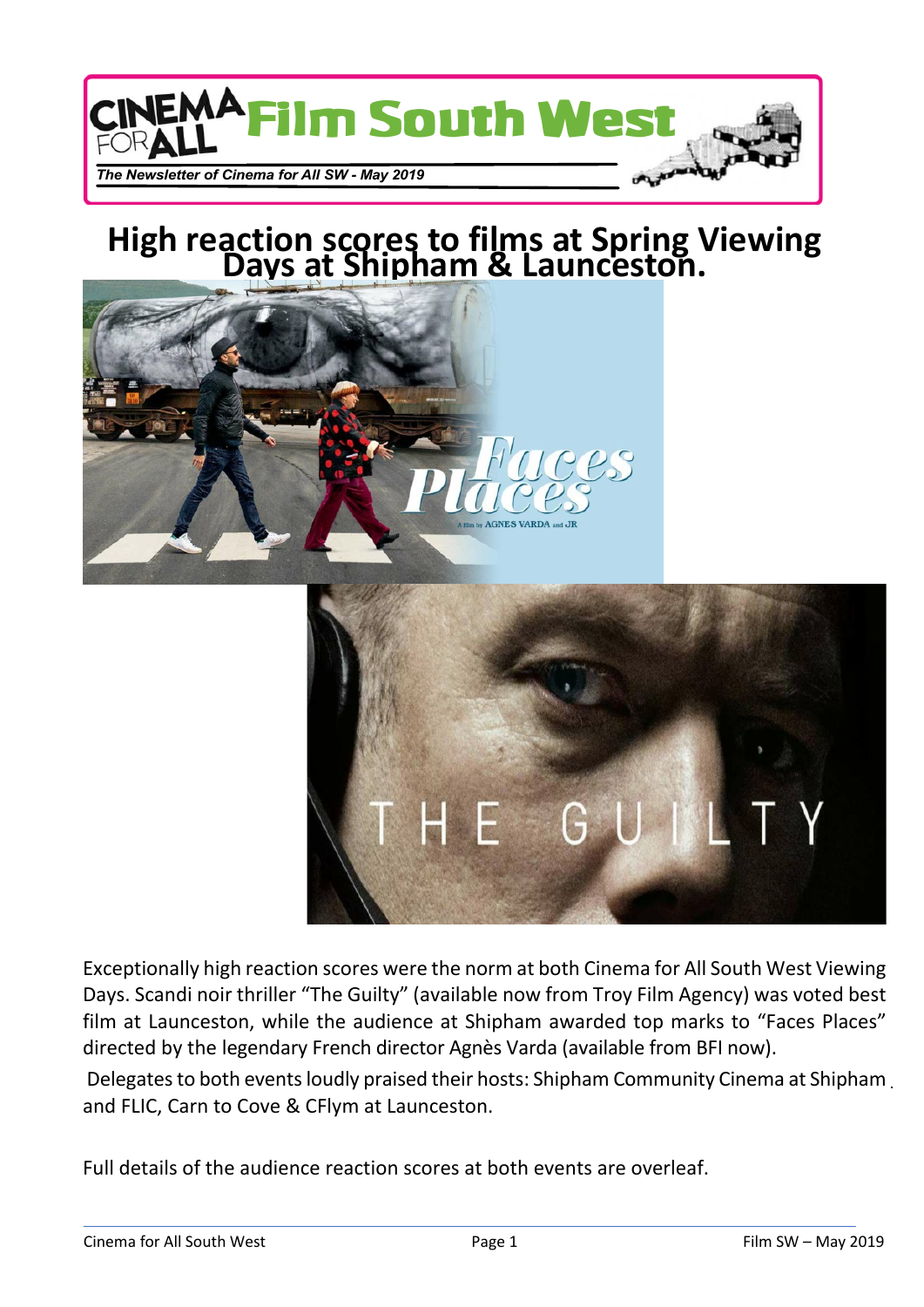# Film South West

*The Newsletter of Cinema for All SW - May 2019*

## High reaction scores to films at Spring Viewing Days at Shipham & Launceston.

Exceptionally high reaction scores were the norm at both Cinema for All South West Viewing Days. Scandi noir thriller “The Guilty” (available now from Troy Film Agency) was voted best film at Launceston, while the audience at Shipham awarded top marks to “Faces Places” directed by the legendary French director Agnès Varda (available from BFI now).

Delegates to both events loudly praised their hosts: Shipham Community Cinema at Shipham and FLIC, Carn to Cove & CFlym at Launceston.

Full details of the audience reaction scores at both events are overleaf.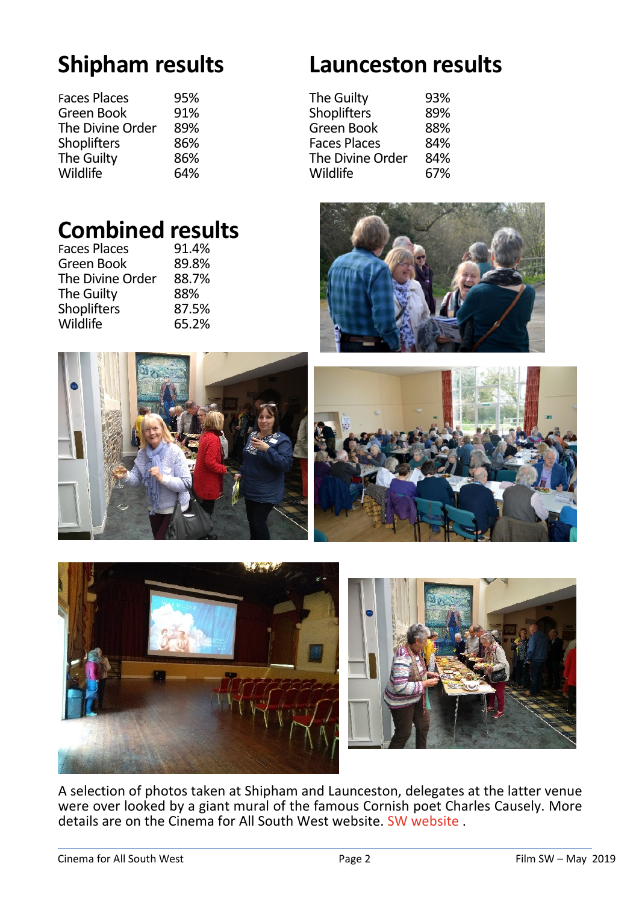## Shipham results

| | |
|---|---|
| Faces Places | 95% |
| Green Book | 91% |
| The Divine Order | 89% |
| Shoplifters | 86% |
| The Guilty | 86% |
| Wildlife | 64% |

## Launceston results

| | |
|---|---|
| The Guilty | 93% |
| Shoplifters | 89% |
| Green Book | 88% |
| Faces Places | 84% |
| The Divine Order | 84% |
| Wildlife | 67% |

## Combined results

| | |
|---|---|
| Faces Places | 91.4% |
| Green Book | 89.8% |
| The Divine Order | 88.7% |
| The Guilty | 88% |
| Shoplifters | 87.5% |
| Wildlife | 65.2% |

A selection of photos taken at Shipham and Launceston, delegates at the latter venue were over looked by a giant mural of the famous Cornish poet Charles Causely. More details are on the Cinema for All South West website. SW website .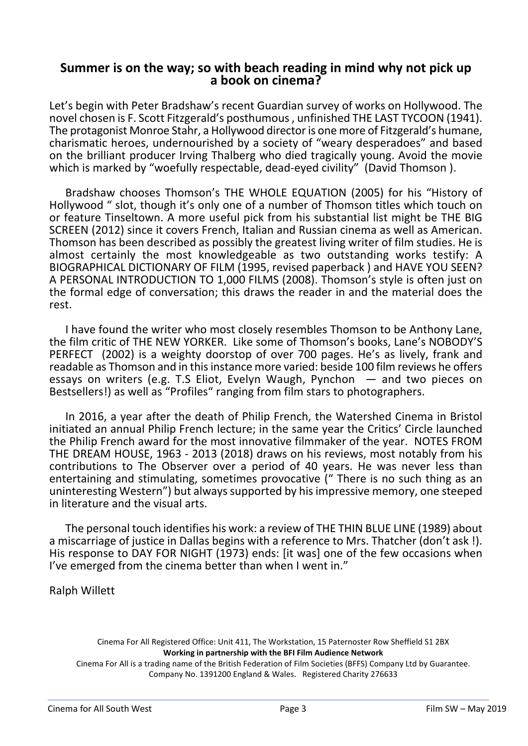## Summer is on the way; so with beach reading in mind why not pick up a book on cinema?

Let's begin with Peter Bradshaw's recent Guardian survey of works on Hollywood. The novel chosen is F. Scott Fitzgerald's posthumous , unfinished THE LAST TYCOON (1941). The protagonist Monroe Stahr, a Hollywood director is one more of Fitzgerald's humane, charismatic heroes, undernourished by a society of "weary desperadoes" and based on the brilliant producer Irving Thalberg who died tragically young. Avoid the movie which is marked by "woefully respectable, dead-eyed civility" (David Thomson ).

Bradshaw chooses Thomson's THE WHOLE EQUATION (2005) for his "History of Hollywood " slot, though it's only one of a number of Thomson titles which touch on or feature Tinseltown. A more useful pick from his substantial list might be THE BIG SCREEN (2012) since it covers French, Italian and Russian cinema as well as American. Thomson has been described as possibly the greatest living writer of film studies. He is almost certainly the most knowledgeable as two outstanding works testify: A BIOGRAPHICAL DICTIONARY OF FILM (1995, revised paperback ) and HAVE YOU SEEN? A PERSONAL INTRODUCTION TO 1,000 FILMS (2008). Thomson's style is often just on the formal edge of conversation; this draws the reader in and the material does the rest.

I have found the writer who most closely resembles Thomson to be Anthony Lane, the film critic of THE NEW YORKER. Like some of Thomson's books, Lane's NOBODY'S PERFECT (2002) is a weighty doorstop of over 700 pages. He's as lively, frank and readable as Thomson and in this instance more varied: beside 100 film reviews he offers essays on writers (e.g. T.S Eliot, Evelyn Waugh, Pynchon — and two pieces on Bestsellers!) as well as "Profiles" ranging from film stars to photographers.

In 2016, a year after the death of Philip French, the Watershed Cinema in Bristol initiated an annual Philip French lecture; in the same year the Critics' Circle launched the Philip French award for the most innovative filmmaker of the year. NOTES FROM THE DREAM HOUSE, 1963 - 2013 (2018) draws on his reviews, most notably from his contributions to The Observer over a period of 40 years. He was never less than entertaining and stimulating, sometimes provocative (" There is no such thing as an uninteresting Western") but always supported by his impressive memory, one steeped in literature and the visual arts.

The personal touch identifies his work: a review of THE THIN BLUE LINE (1989) about a miscarriage of justice in Dallas begins with a reference to Mrs. Thatcher (don't ask !). His response to DAY FOR NIGHT (1973) ends: [it was] one of the few occasions when I've emerged from the cinema better than when I went in."

Ralph Willett

Cinema For All Registered Office: Unit 411, The Workstation, 15 Paternoster Row Sheffield S1 2BX
**Working in partnership with the BFI Film Audience Network**
Cinema For All is a trading name of the British Federation of Film Societies (BFFS) Company Ltd by Guarantee.
Company No. 1391200 England & Wales. Registered Charity 276633